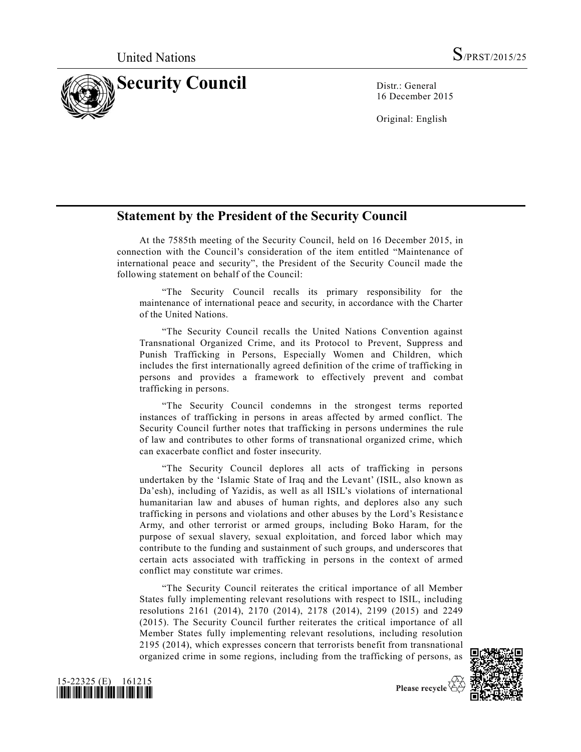United Nations S/PRST/2015/25

# Security Council

Distr.: General
16 December 2015

Original: English

## Statement by the President of the Security Council

At the 7585th meeting of the Security Council, held on 16 December 2015, in connection with the Council's consideration of the item entitled "Maintenance of international peace and security", the President of the Security Council made the following statement on behalf of the Council:

"The Security Council recalls its primary responsibility for the maintenance of international peace and security, in accordance with the Charter of the United Nations.

"The Security Council recalls the United Nations Convention against Transnational Organized Crime, and its Protocol to Prevent, Suppress and Punish Trafficking in Persons, Especially Women and Children, which includes the first internationally agreed definition of the crime of trafficking in persons and provides a framework to effectively prevent and combat trafficking in persons.

"The Security Council condemns in the strongest terms reported instances of trafficking in persons in areas affected by armed conflict. The Security Council further notes that trafficking in persons undermines the rule of law and contributes to other forms of transnational organized crime, which can exacerbate conflict and foster insecurity.

"The Security Council deplores all acts of trafficking in persons undertaken by the 'Islamic State of Iraq and the Levant' (ISIL, also known as Da'esh), including of Yazidis, as well as all ISIL's violations of international humanitarian law and abuses of human rights, and deplores also any such trafficking in persons and violations and other abuses by the Lord's Resistance Army, and other terrorist or armed groups, including Boko Haram, for the purpose of sexual slavery, sexual exploitation, and forced labor which may contribute to the funding and sustainment of such groups, and underscores that certain acts associated with trafficking in persons in the context of armed conflict may constitute war crimes.

"The Security Council reiterates the critical importance of all Member States fully implementing relevant resolutions with respect to ISIL, including resolutions 2161 (2014), 2170 (2014), 2178 (2014), 2199 (2015) and 2249 (2015). The Security Council further reiterates the critical importance of all Member States fully implementing relevant resolutions, including resolution 2195 (2014), which expresses concern that terrorists benefit from transnational organized crime in some regions, including from the trafficking of persons, as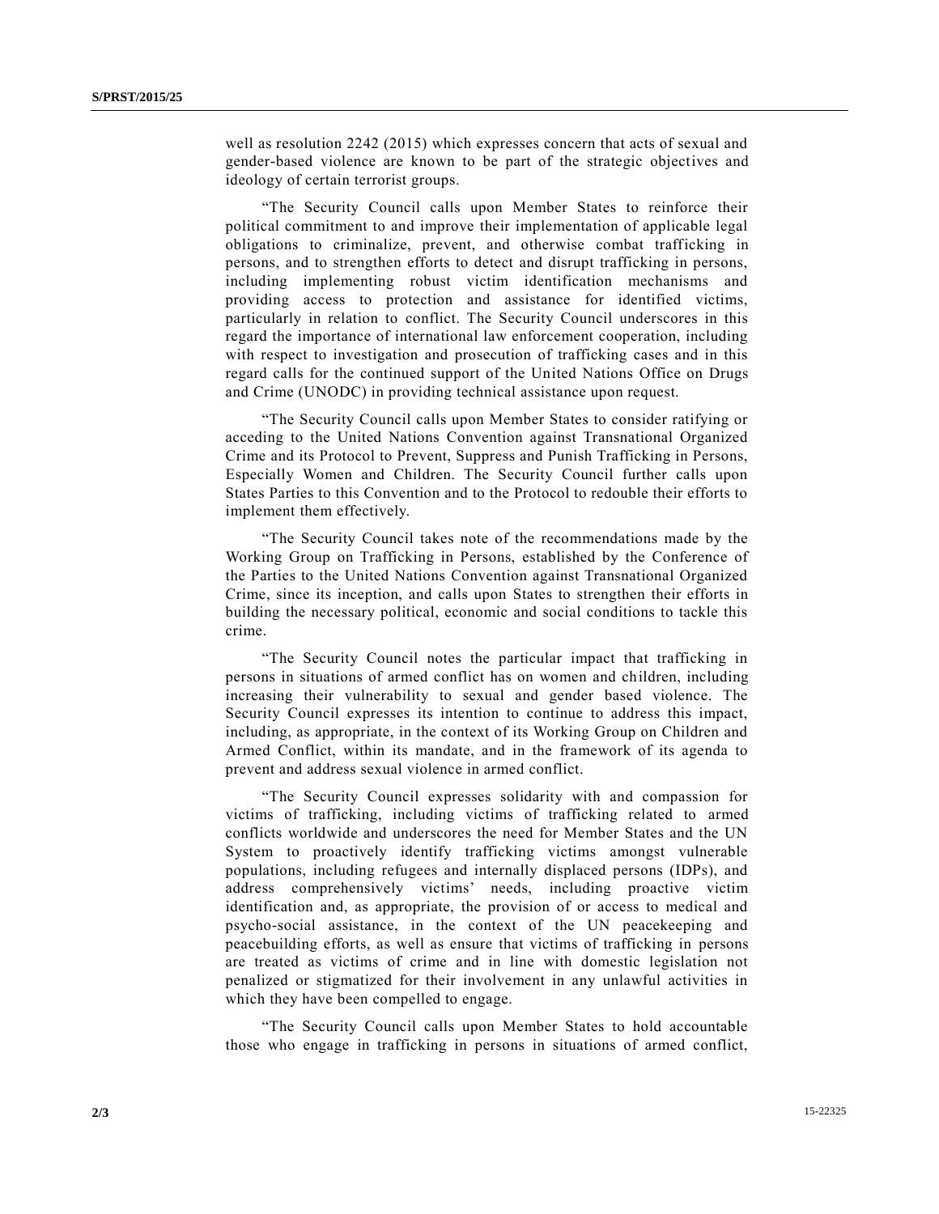well as resolution 2242 (2015) which expresses concern that acts of sexual and gender-based violence are known to be part of the strategic objectives and ideology of certain terrorist groups.

"The Security Council calls upon Member States to reinforce their political commitment to and improve their implementation of applicable legal obligations to criminalize, prevent, and otherwise combat trafficking in persons, and to strengthen efforts to detect and disrupt trafficking in persons, including implementing robust victim identification mechanisms and providing access to protection and assistance for identified victims, particularly in relation to conflict. The Security Council underscores in this regard the importance of international law enforcement cooperation, including with respect to investigation and prosecution of trafficking cases and in this regard calls for the continued support of the United Nations Office on Drugs and Crime (UNODC) in providing technical assistance upon request.

"The Security Council calls upon Member States to consider ratifying or acceding to the United Nations Convention against Transnational Organized Crime and its Protocol to Prevent, Suppress and Punish Trafficking in Persons, Especially Women and Children. The Security Council further calls upon States Parties to this Convention and to the Protocol to redouble their efforts to implement them effectively.

"The Security Council takes note of the recommendations made by the Working Group on Trafficking in Persons, established by the Conference of the Parties to the United Nations Convention against Transnational Organized Crime, since its inception, and calls upon States to strengthen their efforts in building the necessary political, economic and social conditions to tackle this crime.

"The Security Council notes the particular impact that trafficking in persons in situations of armed conflict has on women and children, including increasing their vulnerability to sexual and gender based violence. The Security Council expresses its intention to continue to address this impact, including, as appropriate, in the context of its Working Group on Children and Armed Conflict, within its mandate, and in the framework of its agenda to prevent and address sexual violence in armed conflict.

"The Security Council expresses solidarity with and compassion for victims of trafficking, including victims of trafficking related to armed conflicts worldwide and underscores the need for Member States and the UN System to proactively identify trafficking victims amongst vulnerable populations, including refugees and internally displaced persons (IDPs), and address comprehensively victims' needs, including proactive victim identification and, as appropriate, the provision of or access to medical and psycho-social assistance, in the context of the UN peacekeeping and peacebuilding efforts, as well as ensure that victims of trafficking in persons are treated as victims of crime and in line with domestic legislation not penalized or stigmatized for their involvement in any unlawful activities in which they have been compelled to engage.

"The Security Council calls upon Member States to hold accountable those who engage in trafficking in persons in situations of armed conflict,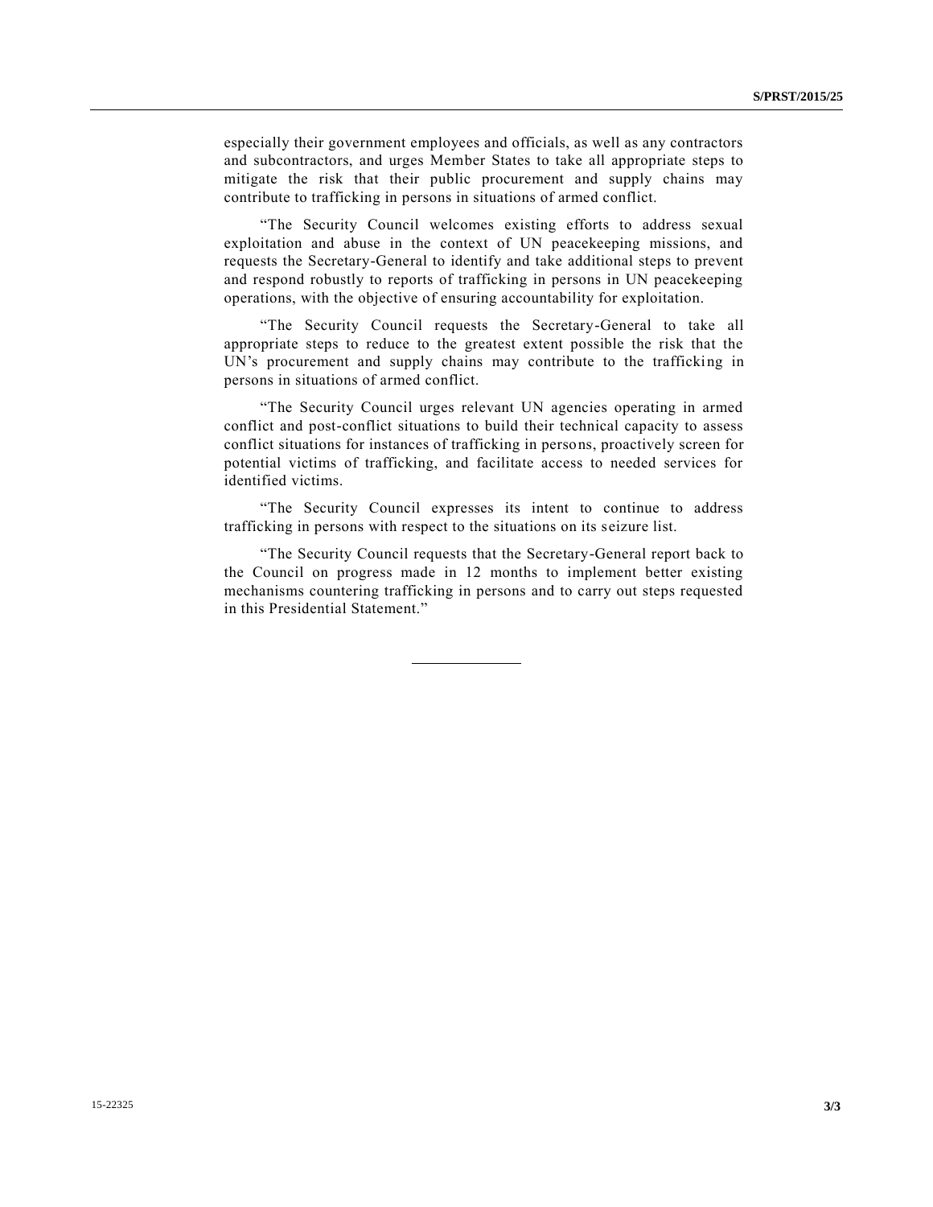especially their government employees and officials, as well as any contractors and subcontractors, and urges Member States to take all appropriate steps to mitigate the risk that their public procurement and supply chains may contribute to trafficking in persons in situations of armed conflict.

"The Security Council welcomes existing efforts to address sexual exploitation and abuse in the context of UN peacekeeping missions, and requests the Secretary-General to identify and take additional steps to prevent and respond robustly to reports of trafficking in persons in UN peacekeeping operations, with the objective of ensuring accountability for exploitation.

"The Security Council requests the Secretary-General to take all appropriate steps to reduce to the greatest extent possible the risk that the UN's procurement and supply chains may contribute to the trafficking in persons in situations of armed conflict.

"The Security Council urges relevant UN agencies operating in armed conflict and post-conflict situations to build their technical capacity to assess conflict situations for instances of trafficking in persons, proactively screen for potential victims of trafficking, and facilitate access to needed services for identified victims.

"The Security Council expresses its intent to continue to address trafficking in persons with respect to the situations on its seizure list.

"The Security Council requests that the Secretary-General report back to the Council on progress made in 12 months to implement better existing mechanisms countering trafficking in persons and to carry out steps requested in this Presidential Statement."